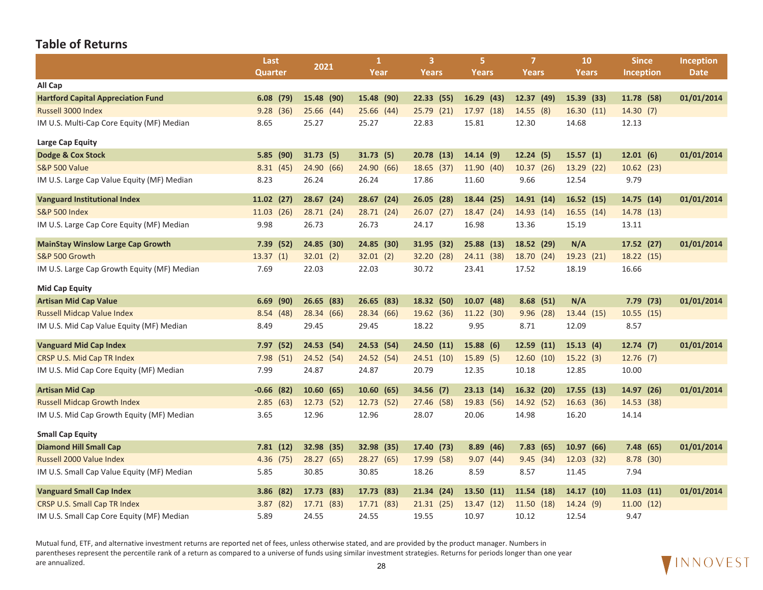## Table of Returns

| | Last Quarter | 2021 | 1 Year | 3 Years | 5 Years | 7 Years | 10 Years | Since Inception | Inception Date |
|---|---|---|---|---|---|---|---|---|---|
| **All Cap** | | | | | | | | | |
| **Hartford Capital Appreciation Fund** | **6.08 (79)** | **15.48 (90)** | **15.48 (90)** | **22.33 (55)** | **16.29 (43)** | **12.37 (49)** | **15.39 (33)** | **11.78 (58)** | **01/01/2014** |
| Russell 3000 Index | 9.28 (36) | 25.66 (44) | 25.66 (44) | 25.79 (21) | 17.97 (18) | 14.55 (8) | 16.30 (11) | 14.30 (7) | |
| IM U.S. Multi-Cap Core Equity (MF) Median | 8.65 | 25.27 | 25.27 | 22.83 | 15.81 | 12.30 | 14.68 | 12.13 | |
| **Large Cap Equity** | | | | | | | | | |
| **Dodge & Cox Stock** | **5.85 (90)** | **31.73 (5)** | **31.73 (5)** | **20.78 (13)** | **14.14 (9)** | **12.24 (5)** | **15.57 (1)** | **12.01 (6)** | **01/01/2014** |
| S&P 500 Value | 8.31 (45) | 24.90 (66) | 24.90 (66) | 18.65 (37) | 11.90 (40) | 10.37 (26) | 13.29 (22) | 10.62 (23) | |
| IM U.S. Large Cap Value Equity (MF) Median | 8.23 | 26.24 | 26.24 | 17.86 | 11.60 | 9.66 | 12.54 | 9.79 | |
| **Vanguard Institutional Index** | **11.02 (27)** | **28.67 (24)** | **28.67 (24)** | **26.05 (28)** | **18.44 (25)** | **14.91 (14)** | **16.52 (15)** | **14.75 (14)** | **01/01/2014** |
| S&P 500 Index | 11.03 (26) | 28.71 (24) | 28.71 (24) | 26.07 (27) | 18.47 (24) | 14.93 (14) | 16.55 (14) | 14.78 (13) | |
| IM U.S. Large Cap Core Equity (MF) Median | 9.98 | 26.73 | 26.73 | 24.17 | 16.98 | 13.36 | 15.19 | 13.11 | |
| **MainStay Winslow Large Cap Growth** | **7.39 (52)** | **24.85 (30)** | **24.85 (30)** | **31.95 (32)** | **25.88 (13)** | **18.52 (29)** | **N/A** | **17.52 (27)** | **01/01/2014** |
| S&P 500 Growth | 13.37 (1) | 32.01 (2) | 32.01 (2) | 32.20 (28) | 24.11 (38) | 18.70 (24) | 19.23 (21) | 18.22 (15) | |
| IM U.S. Large Cap Growth Equity (MF) Median | 7.69 | 22.03 | 22.03 | 30.72 | 23.41 | 17.52 | 18.19 | 16.66 | |
| **Mid Cap Equity** | | | | | | | | | |
| **Artisan Mid Cap Value** | **6.69 (90)** | **26.65 (83)** | **26.65 (83)** | **18.32 (50)** | **10.07 (48)** | **8.68 (51)** | **N/A** | **7.79 (73)** | **01/01/2014** |
| Russell Midcap Value Index | 8.54 (48) | 28.34 (66) | 28.34 (66) | 19.62 (36) | 11.22 (30) | 9.96 (28) | 13.44 (15) | 10.55 (15) | |
| IM U.S. Mid Cap Value Equity (MF) Median | 8.49 | 29.45 | 29.45 | 18.22 | 9.95 | 8.71 | 12.09 | 8.57 | |
| **Vanguard Mid Cap Index** | **7.97 (52)** | **24.53 (54)** | **24.53 (54)** | **24.50 (11)** | **15.88 (6)** | **12.59 (11)** | **15.13 (4)** | **12.74 (7)** | **01/01/2014** |
| CRSP U.S. Mid Cap TR Index | 7.98 (51) | 24.52 (54) | 24.52 (54) | 24.51 (10) | 15.89 (5) | 12.60 (10) | 15.22 (3) | 12.76 (7) | |
| IM U.S. Mid Cap Core Equity (MF) Median | 7.99 | 24.87 | 24.87 | 20.79 | 12.35 | 10.18 | 12.85 | 10.00 | |
| **Artisan Mid Cap** | **-0.66 (82)** | **10.60 (65)** | **10.60 (65)** | **34.56 (7)** | **23.13 (14)** | **16.32 (20)** | **17.55 (13)** | **14.97 (26)** | **01/01/2014** |
| Russell Midcap Growth Index | 2.85 (63) | 12.73 (52) | 12.73 (52) | 27.46 (58) | 19.83 (56) | 14.92 (52) | 16.63 (36) | 14.53 (38) | |
| IM U.S. Mid Cap Growth Equity (MF) Median | 3.65 | 12.96 | 12.96 | 28.07 | 20.06 | 14.98 | 16.20 | 14.14 | |
| **Small Cap Equity** | | | | | | | | | |
| **Diamond Hill Small Cap** | **7.81 (12)** | **32.98 (35)** | **32.98 (35)** | **17.40 (73)** | **8.89 (46)** | **7.83 (65)** | **10.97 (66)** | **7.48 (65)** | **01/01/2014** |
| Russell 2000 Value Index | 4.36 (75) | 28.27 (65) | 28.27 (65) | 17.99 (58) | 9.07 (44) | 9.45 (34) | 12.03 (32) | 8.78 (30) | |
| IM U.S. Small Cap Value Equity (MF) Median | 5.85 | 30.85 | 30.85 | 18.26 | 8.59 | 8.57 | 11.45 | 7.94 | |
| **Vanguard Small Cap Index** | **3.86 (82)** | **17.73 (83)** | **17.73 (83)** | **21.34 (24)** | **13.50 (11)** | **11.54 (18)** | **14.17 (10)** | **11.03 (11)** | **01/01/2014** |
| CRSP U.S. Small Cap TR Index | 3.87 (82) | 17.71 (83) | 17.71 (83) | 21.31 (25) | 13.47 (12) | 11.50 (18) | 14.24 (9) | 11.00 (12) | |
| IM U.S. Small Cap Core Equity (MF) Median | 5.89 | 24.55 | 24.55 | 19.55 | 10.97 | 10.12 | 12.54 | 9.47 | |

Mutual fund, ETF, and alternative investment returns are reported net of fees, unless otherwise stated, and are provided by the product manager. Numbers in parentheses represent the percentile rank of a return as compared to a universe of funds using similar investment strategies. Returns for periods longer than one year are annualized.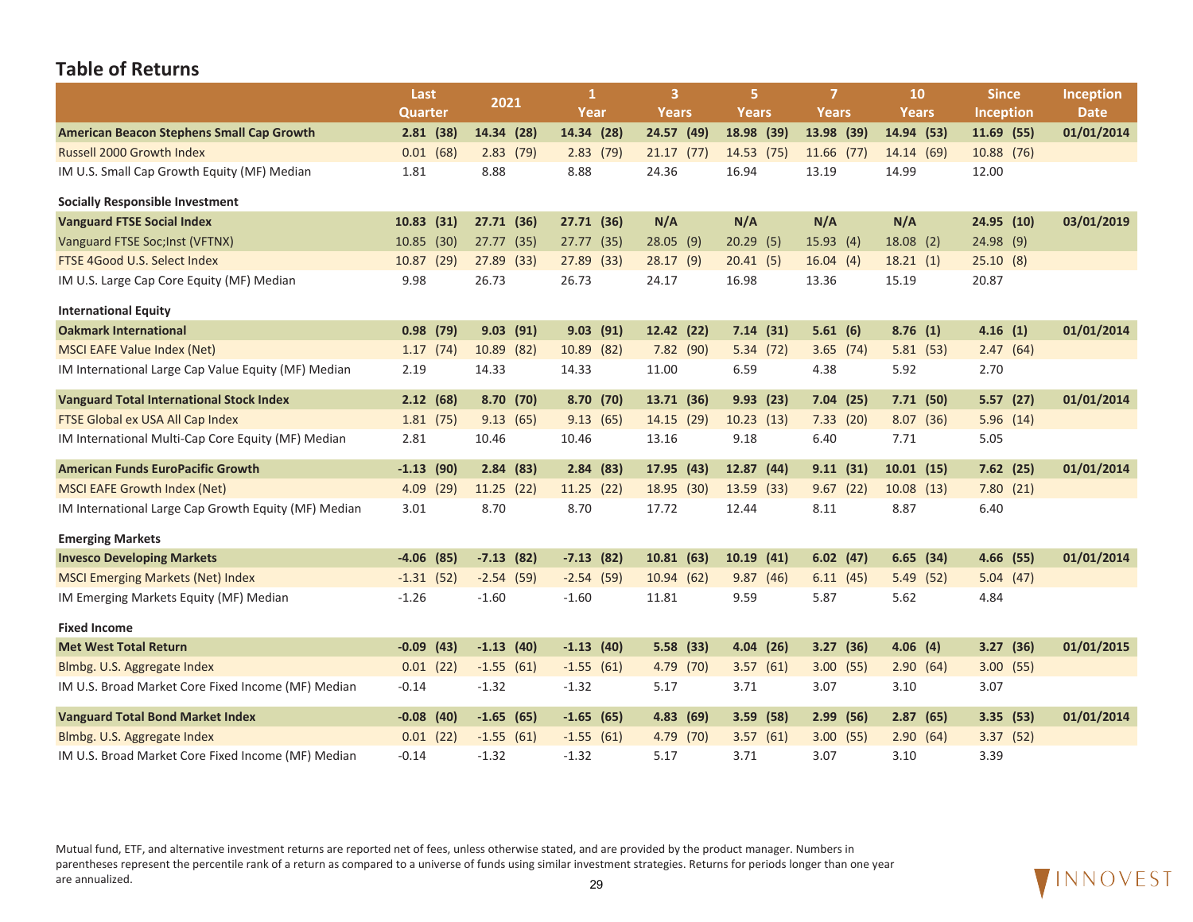## Table of Returns

| | Last Quarter | 2021 | 1 Year | 3 Years | 5 Years | 7 Years | 10 Years | Since Inception | Inception Date |
|---|---|---|---|---|---|---|---|---|---|
| **American Beacon Stephens Small Cap Growth** | **2.81 (38)** | **14.34 (28)** | **14.34 (28)** | **24.57 (49)** | **18.98 (39)** | **13.98 (39)** | **14.94 (53)** | **11.69 (55)** | **01/01/2014** |
| Russell 2000 Growth Index | 0.01 (68) | 2.83 (79) | 2.83 (79) | 21.17 (77) | 14.53 (75) | 11.66 (77) | 14.14 (69) | 10.88 (76) | |
| IM U.S. Small Cap Growth Equity (MF) Median | 1.81 | 8.88 | 8.88 | 24.36 | 16.94 | 13.19 | 14.99 | 12.00 | |
| **Socially Responsible Investment** | | | | | | | | | |
| **Vanguard FTSE Social Index** | **10.83 (31)** | **27.71 (36)** | **27.71 (36)** | **N/A** | **N/A** | **N/A** | **N/A** | **24.95 (10)** | **03/01/2019** |
| Vanguard FTSE Soc;Inst (VFTNX) | 10.85 (30) | 27.77 (35) | 27.77 (35) | 28.05 (9) | 20.29 (5) | 15.93 (4) | 18.08 (2) | 24.98 (9) | |
| FTSE 4Good U.S. Select Index | 10.87 (29) | 27.89 (33) | 27.89 (33) | 28.17 (9) | 20.41 (5) | 16.04 (4) | 18.21 (1) | 25.10 (8) | |
| IM U.S. Large Cap Core Equity (MF) Median | 9.98 | 26.73 | 26.73 | 24.17 | 16.98 | 13.36 | 15.19 | 20.87 | |
| **International Equity** | | | | | | | | | |
| **Oakmark International** | **0.98 (79)** | **9.03 (91)** | **9.03 (91)** | **12.42 (22)** | **7.14 (31)** | **5.61 (6)** | **8.76 (1)** | **4.16 (1)** | **01/01/2014** |
| MSCI EAFE Value Index (Net) | 1.17 (74) | 10.89 (82) | 10.89 (82) | 7.82 (90) | 5.34 (72) | 3.65 (74) | 5.81 (53) | 2.47 (64) | |
| IM International Large Cap Value Equity (MF) Median | 2.19 | 14.33 | 14.33 | 11.00 | 6.59 | 4.38 | 5.92 | 2.70 | |
| **Vanguard Total International Stock Index** | **2.12 (68)** | **8.70 (70)** | **8.70 (70)** | **13.71 (36)** | **9.93 (23)** | **7.04 (25)** | **7.71 (50)** | **5.57 (27)** | **01/01/2014** |
| FTSE Global ex USA All Cap Index | 1.81 (75) | 9.13 (65) | 9.13 (65) | 14.15 (29) | 10.23 (13) | 7.33 (20) | 8.07 (36) | 5.96 (14) | |
| IM International Multi-Cap Core Equity (MF) Median | 2.81 | 10.46 | 10.46 | 13.16 | 9.18 | 6.40 | 7.71 | 5.05 | |
| **American Funds EuroPacific Growth** | **-1.13 (90)** | **2.84 (83)** | **2.84 (83)** | **17.95 (43)** | **12.87 (44)** | **9.11 (31)** | **10.01 (15)** | **7.62 (25)** | **01/01/2014** |
| MSCI EAFE Growth Index (Net) | 4.09 (29) | 11.25 (22) | 11.25 (22) | 18.95 (30) | 13.59 (33) | 9.67 (22) | 10.08 (13) | 7.80 (21) | |
| IM International Large Cap Growth Equity (MF) Median | 3.01 | 8.70 | 8.70 | 17.72 | 12.44 | 8.11 | 8.87 | 6.40 | |
| **Emerging Markets** | | | | | | | | | |
| **Invesco Developing Markets** | **-4.06 (85)** | **-7.13 (82)** | **-7.13 (82)** | **10.81 (63)** | **10.19 (41)** | **6.02 (47)** | **6.65 (34)** | **4.66 (55)** | **01/01/2014** |
| MSCI Emerging Markets (Net) Index | -1.31 (52) | -2.54 (59) | -2.54 (59) | 10.94 (62) | 9.87 (46) | 6.11 (45) | 5.49 (52) | 5.04 (47) | |
| IM Emerging Markets Equity (MF) Median | -1.26 | -1.60 | -1.60 | 11.81 | 9.59 | 5.87 | 5.62 | 4.84 | |
| **Fixed Income** | | | | | | | | | |
| **Met West Total Return** | **-0.09 (43)** | **-1.13 (40)** | **-1.13 (40)** | **5.58 (33)** | **4.04 (26)** | **3.27 (36)** | **4.06 (4)** | **3.27 (36)** | **01/01/2015** |
| Blmbg. U.S. Aggregate Index | 0.01 (22) | -1.55 (61) | -1.55 (61) | 4.79 (70) | 3.57 (61) | 3.00 (55) | 2.90 (64) | 3.00 (55) | |
| IM U.S. Broad Market Core Fixed Income (MF) Median | -0.14 | -1.32 | -1.32 | 5.17 | 3.71 | 3.07 | 3.10 | 3.07 | |
| **Vanguard Total Bond Market Index** | **-0.08 (40)** | **-1.65 (65)** | **-1.65 (65)** | **4.83 (69)** | **3.59 (58)** | **2.99 (56)** | **2.87 (65)** | **3.35 (53)** | **01/01/2014** |
| Blmbg. U.S. Aggregate Index | 0.01 (22) | -1.55 (61) | -1.55 (61) | 4.79 (70) | 3.57 (61) | 3.00 (55) | 2.90 (64) | 3.37 (52) | |
| IM U.S. Broad Market Core Fixed Income (MF) Median | -0.14 | -1.32 | -1.32 | 5.17 | 3.71 | 3.07 | 3.10 | 3.39 | |

Mutual fund, ETF, and alternative investment returns are reported net of fees, unless otherwise stated, and are provided by the product manager. Numbers in parentheses represent the percentile rank of a return as compared to a universe of funds using similar investment strategies. Returns for periods longer than one year are annualized.

INNOVEST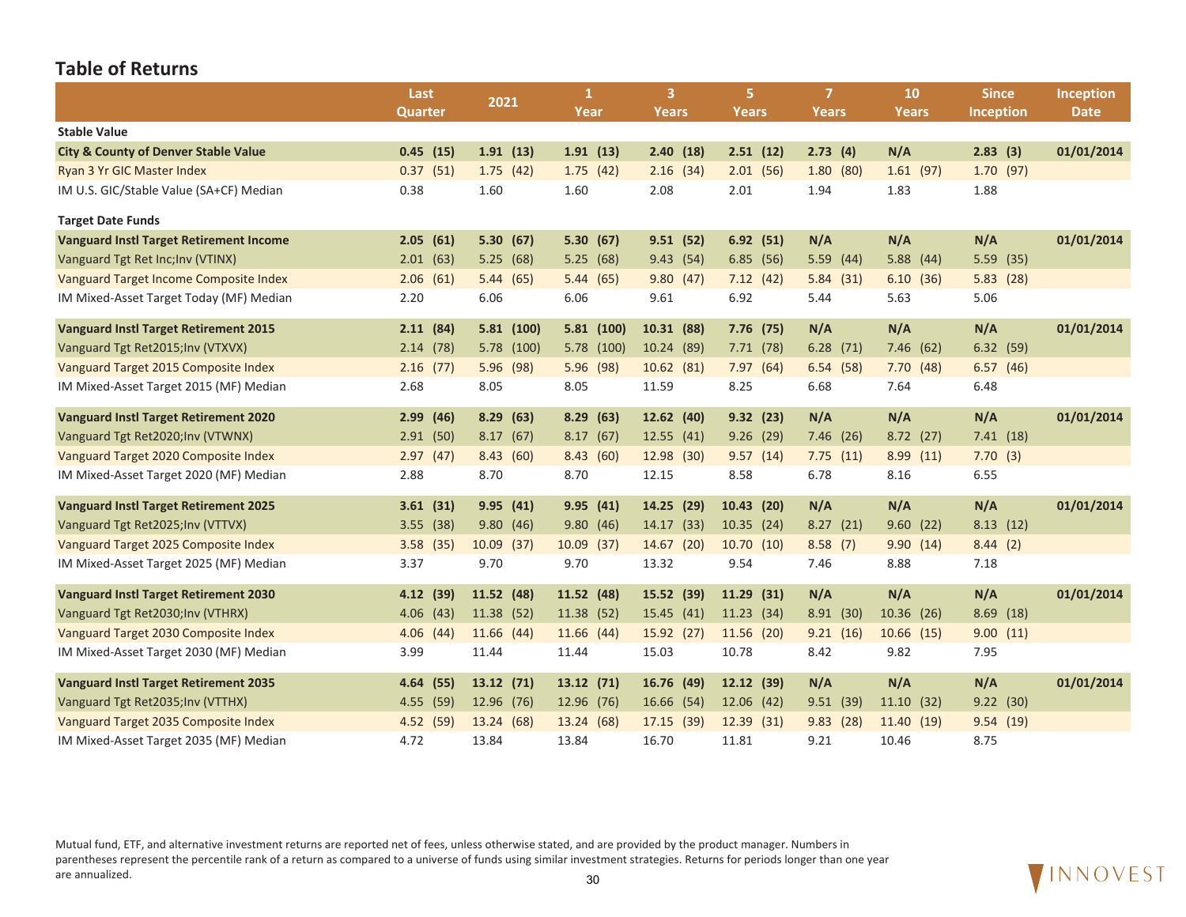## Table of Returns

| | Last Quarter | 2021 | 1 Year | 3 Years | 5 Years | 7 Years | 10 Years | Since Inception | Inception Date |
|---|---|---|---|---|---|---|---|---|---|
| **Stable Value** | | | | | | | | | |
| **City & County of Denver Stable Value** | **0.45 (15)** | **1.91 (13)** | **1.91 (13)** | **2.40 (18)** | **2.51 (12)** | **2.73 (4)** | **N/A** | **2.83 (3)** | **01/01/2014** |
| Ryan 3 Yr GIC Master Index | 0.37 (51) | 1.75 (42) | 1.75 (42) | 2.16 (34) | 2.01 (56) | 1.80 (80) | 1.61 (97) | 1.70 (97) | |
| IM U.S. GIC/Stable Value (SA+CF) Median | 0.38 | 1.60 | 1.60 | 2.08 | 2.01 | 1.94 | 1.83 | 1.88 | |
| **Target Date Funds** | | | | | | | | | |
| **Vanguard Instl Target Retirement Income** | **2.05 (61)** | **5.30 (67)** | **5.30 (67)** | **9.51 (52)** | **6.92 (51)** | **N/A** | **N/A** | **N/A** | **01/01/2014** |
| Vanguard Tgt Ret Inc;Inv (VTINX) | 2.01 (63) | 5.25 (68) | 5.25 (68) | 9.43 (54) | 6.85 (56) | 5.59 (44) | 5.88 (44) | 5.59 (35) | |
| Vanguard Target Income Composite Index | 2.06 (61) | 5.44 (65) | 5.44 (65) | 9.80 (47) | 7.12 (42) | 5.84 (31) | 6.10 (36) | 5.83 (28) | |
| IM Mixed-Asset Target Today (MF) Median | 2.20 | 6.06 | 6.06 | 9.61 | 6.92 | 5.44 | 5.63 | 5.06 | |
| **Vanguard Instl Target Retirement 2015** | **2.11 (84)** | **5.81 (100)** | **5.81 (100)** | **10.31 (88)** | **7.76 (75)** | **N/A** | **N/A** | **N/A** | **01/01/2014** |
| Vanguard Tgt Ret2015;Inv (VTXVX) | 2.14 (78) | 5.78 (100) | 5.78 (100) | 10.24 (89) | 7.71 (78) | 6.28 (71) | 7.46 (62) | 6.32 (59) | |
| Vanguard Target 2015 Composite Index | 2.16 (77) | 5.96 (98) | 5.96 (98) | 10.62 (81) | 7.97 (64) | 6.54 (58) | 7.70 (48) | 6.57 (46) | |
| IM Mixed-Asset Target 2015 (MF) Median | 2.68 | 8.05 | 8.05 | 11.59 | 8.25 | 6.68 | 7.64 | 6.48 | |
| **Vanguard Instl Target Retirement 2020** | **2.99 (46)** | **8.29 (63)** | **8.29 (63)** | **12.62 (40)** | **9.32 (23)** | **N/A** | **N/A** | **N/A** | **01/01/2014** |
| Vanguard Tgt Ret2020;Inv (VTWNX) | 2.91 (50) | 8.17 (67) | 8.17 (67) | 12.55 (41) | 9.26 (29) | 7.46 (26) | 8.72 (27) | 7.41 (18) | |
| Vanguard Target 2020 Composite Index | 2.97 (47) | 8.43 (60) | 8.43 (60) | 12.98 (30) | 9.57 (14) | 7.75 (11) | 8.99 (11) | 7.70 (3) | |
| IM Mixed-Asset Target 2020 (MF) Median | 2.88 | 8.70 | 8.70 | 12.15 | 8.58 | 6.78 | 8.16 | 6.55 | |
| **Vanguard Instl Target Retirement 2025** | **3.61 (31)** | **9.95 (41)** | **9.95 (41)** | **14.25 (29)** | **10.43 (20)** | **N/A** | **N/A** | **N/A** | **01/01/2014** |
| Vanguard Tgt Ret2025;Inv (VTTVX) | 3.55 (38) | 9.80 (46) | 9.80 (46) | 14.17 (33) | 10.35 (24) | 8.27 (21) | 9.60 (22) | 8.13 (12) | |
| Vanguard Target 2025 Composite Index | 3.58 (35) | 10.09 (37) | 10.09 (37) | 14.67 (20) | 10.70 (10) | 8.58 (7) | 9.90 (14) | 8.44 (2) | |
| IM Mixed-Asset Target 2025 (MF) Median | 3.37 | 9.70 | 9.70 | 13.32 | 9.54 | 7.46 | 8.88 | 7.18 | |
| **Vanguard Instl Target Retirement 2030** | **4.12 (39)** | **11.52 (48)** | **11.52 (48)** | **15.52 (39)** | **11.29 (31)** | **N/A** | **N/A** | **N/A** | **01/01/2014** |
| Vanguard Tgt Ret2030;Inv (VTHRX) | 4.06 (43) | 11.38 (52) | 11.38 (52) | 15.45 (41) | 11.23 (34) | 8.91 (30) | 10.36 (26) | 8.69 (18) | |
| Vanguard Target 2030 Composite Index | 4.06 (44) | 11.66 (44) | 11.66 (44) | 15.92 (27) | 11.56 (20) | 9.21 (16) | 10.66 (15) | 9.00 (11) | |
| IM Mixed-Asset Target 2030 (MF) Median | 3.99 | 11.44 | 11.44 | 15.03 | 10.78 | 8.42 | 9.82 | 7.95 | |
| **Vanguard Instl Target Retirement 2035** | **4.64 (55)** | **13.12 (71)** | **13.12 (71)** | **16.76 (49)** | **12.12 (39)** | **N/A** | **N/A** | **N/A** | **01/01/2014** |
| Vanguard Tgt Ret2035;Inv (VTTHX) | 4.55 (59) | 12.96 (76) | 12.96 (76) | 16.66 (54) | 12.06 (42) | 9.51 (39) | 11.10 (32) | 9.22 (30) | |
| Vanguard Target 2035 Composite Index | 4.52 (59) | 13.24 (68) | 13.24 (68) | 17.15 (39) | 12.39 (31) | 9.83 (28) | 11.40 (19) | 9.54 (19) | |
| IM Mixed-Asset Target 2035 (MF) Median | 4.72 | 13.84 | 13.84 | 16.70 | 11.81 | 9.21 | 10.46 | 8.75 | |

Mutual fund, ETF, and alternative investment returns are reported net of fees, unless otherwise stated, and are provided by the product manager. Numbers in parentheses represent the percentile rank of a return as compared to a universe of funds using similar investment strategies. Returns for periods longer than one year are annualized.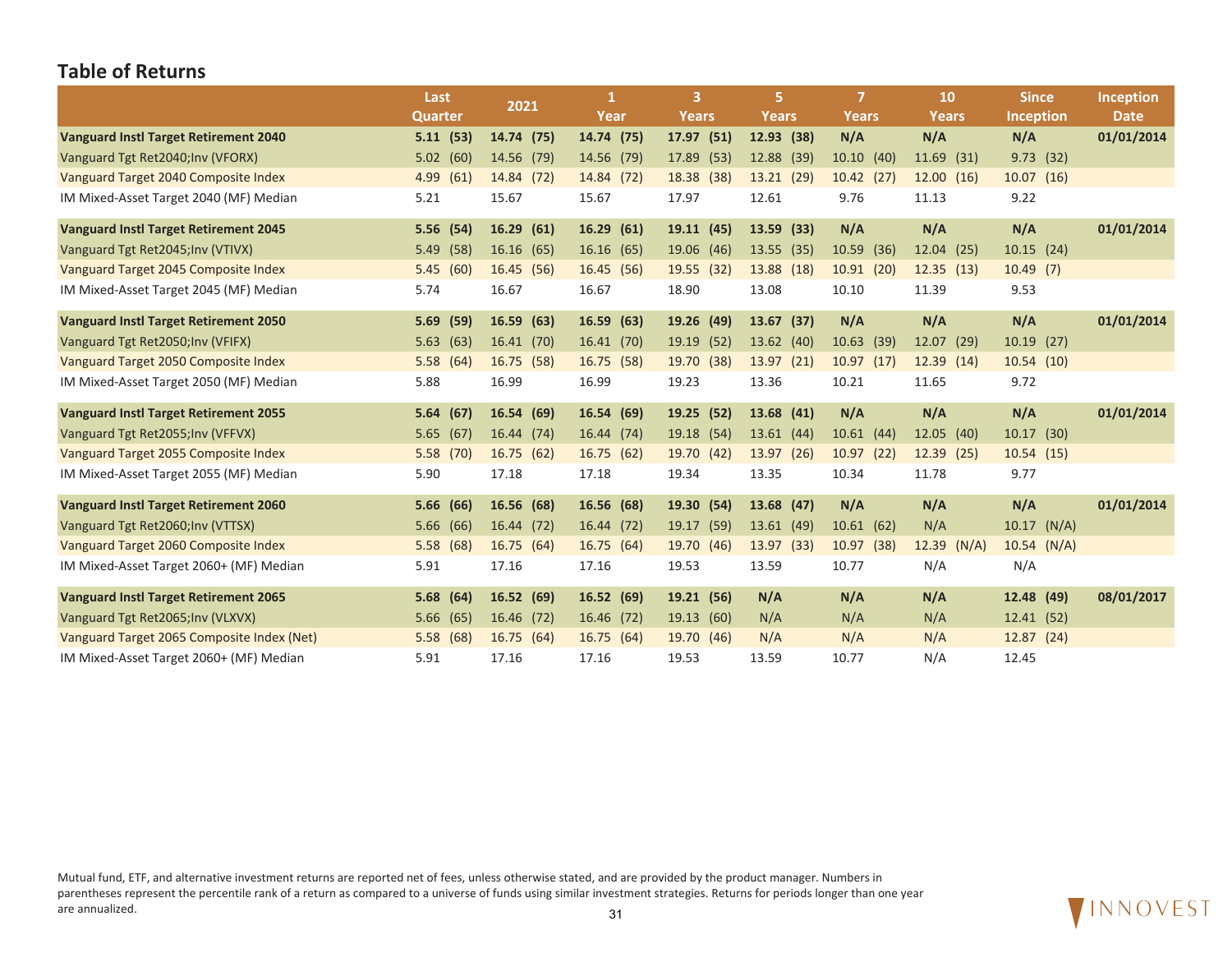## Table of Returns

| | Last Quarter | 2021 | 1 Year | 3 Years | 5 Years | 7 Years | 10 Years | Since Inception | Inception Date |
|---|---|---|---|---|---|---|---|---|---|
| **Vanguard Instl Target Retirement 2040** | **5.11 (53)** | **14.74 (75)** | **14.74 (75)** | **17.97 (51)** | **12.93 (38)** | **N/A** | **N/A** | **N/A** | **01/01/2014** |
| Vanguard Tgt Ret2040;Inv (VFORX) | 5.02 (60) | 14.56 (79) | 14.56 (79) | 17.89 (53) | 12.88 (39) | 10.10 (40) | 11.69 (31) | 9.73 (32) | |
| Vanguard Target 2040 Composite Index | 4.99 (61) | 14.84 (72) | 14.84 (72) | 18.38 (38) | 13.21 (29) | 10.42 (27) | 12.00 (16) | 10.07 (16) | |
| IM Mixed-Asset Target 2040 (MF) Median | 5.21 | 15.67 | 15.67 | 17.97 | 12.61 | 9.76 | 11.13 | 9.22 | |
| **Vanguard Instl Target Retirement 2045** | **5.56 (54)** | **16.29 (61)** | **16.29 (61)** | **19.11 (45)** | **13.59 (33)** | **N/A** | **N/A** | **N/A** | **01/01/2014** |
| Vanguard Tgt Ret2045;Inv (VTIVX) | 5.49 (58) | 16.16 (65) | 16.16 (65) | 19.06 (46) | 13.55 (35) | 10.59 (36) | 12.04 (25) | 10.15 (24) | |
| Vanguard Target 2045 Composite Index | 5.45 (60) | 16.45 (56) | 16.45 (56) | 19.55 (32) | 13.88 (18) | 10.91 (20) | 12.35 (13) | 10.49 (7) | |
| IM Mixed-Asset Target 2045 (MF) Median | 5.74 | 16.67 | 16.67 | 18.90 | 13.08 | 10.10 | 11.39 | 9.53 | |
| **Vanguard Instl Target Retirement 2050** | **5.69 (59)** | **16.59 (63)** | **16.59 (63)** | **19.26 (49)** | **13.67 (37)** | **N/A** | **N/A** | **N/A** | **01/01/2014** |
| Vanguard Tgt Ret2050;Inv (VFIFX) | 5.63 (63) | 16.41 (70) | 16.41 (70) | 19.19 (52) | 13.62 (40) | 10.63 (39) | 12.07 (29) | 10.19 (27) | |
| Vanguard Target 2050 Composite Index | 5.58 (64) | 16.75 (58) | 16.75 (58) | 19.70 (38) | 13.97 (21) | 10.97 (17) | 12.39 (14) | 10.54 (10) | |
| IM Mixed-Asset Target 2050 (MF) Median | 5.88 | 16.99 | 16.99 | 19.23 | 13.36 | 10.21 | 11.65 | 9.72 | |
| **Vanguard Instl Target Retirement 2055** | **5.64 (67)** | **16.54 (69)** | **16.54 (69)** | **19.25 (52)** | **13.68 (41)** | **N/A** | **N/A** | **N/A** | **01/01/2014** |
| Vanguard Tgt Ret2055;Inv (VFFVX) | 5.65 (67) | 16.44 (74) | 16.44 (74) | 19.18 (54) | 13.61 (44) | 10.61 (44) | 12.05 (40) | 10.17 (30) | |
| Vanguard Target 2055 Composite Index | 5.58 (70) | 16.75 (62) | 16.75 (62) | 19.70 (42) | 13.97 (26) | 10.97 (22) | 12.39 (25) | 10.54 (15) | |
| IM Mixed-Asset Target 2055 (MF) Median | 5.90 | 17.18 | 17.18 | 19.34 | 13.35 | 10.34 | 11.78 | 9.77 | |
| **Vanguard Instl Target Retirement 2060** | **5.66 (66)** | **16.56 (68)** | **16.56 (68)** | **19.30 (54)** | **13.68 (47)** | **N/A** | **N/A** | **N/A** | **01/01/2014** |
| Vanguard Tgt Ret2060;Inv (VTTSX) | 5.66 (66) | 16.44 (72) | 16.44 (72) | 19.17 (59) | 13.61 (49) | 10.61 (62) | N/A | 10.17 (N/A) | |
| Vanguard Target 2060 Composite Index | 5.58 (68) | 16.75 (64) | 16.75 (64) | 19.70 (46) | 13.97 (33) | 10.97 (38) | 12.39 (N/A) | 10.54 (N/A) | |
| IM Mixed-Asset Target 2060+ (MF) Median | 5.91 | 17.16 | 17.16 | 19.53 | 13.59 | 10.77 | N/A | N/A | |
| **Vanguard Instl Target Retirement 2065** | **5.68 (64)** | **16.52 (69)** | **16.52 (69)** | **19.21 (56)** | **N/A** | **N/A** | **N/A** | **12.48 (49)** | **08/01/2017** |
| Vanguard Tgt Ret2065;Inv (VLXVX) | 5.66 (65) | 16.46 (72) | 16.46 (72) | 19.13 (60) | N/A | N/A | N/A | 12.41 (52) | |
| Vanguard Target 2065 Composite Index (Net) | 5.58 (68) | 16.75 (64) | 16.75 (64) | 19.70 (46) | N/A | N/A | N/A | 12.87 (24) | |
| IM Mixed-Asset Target 2060+ (MF) Median | 5.91 | 17.16 | 17.16 | 19.53 | 13.59 | 10.77 | N/A | 12.45 | |

Mutual fund, ETF, and alternative investment returns are reported net of fees, unless otherwise stated, and are provided by the product manager. Numbers in parentheses represent the percentile rank of a return as compared to a universe of funds using similar investment strategies. Returns for periods longer than one year are annualized.